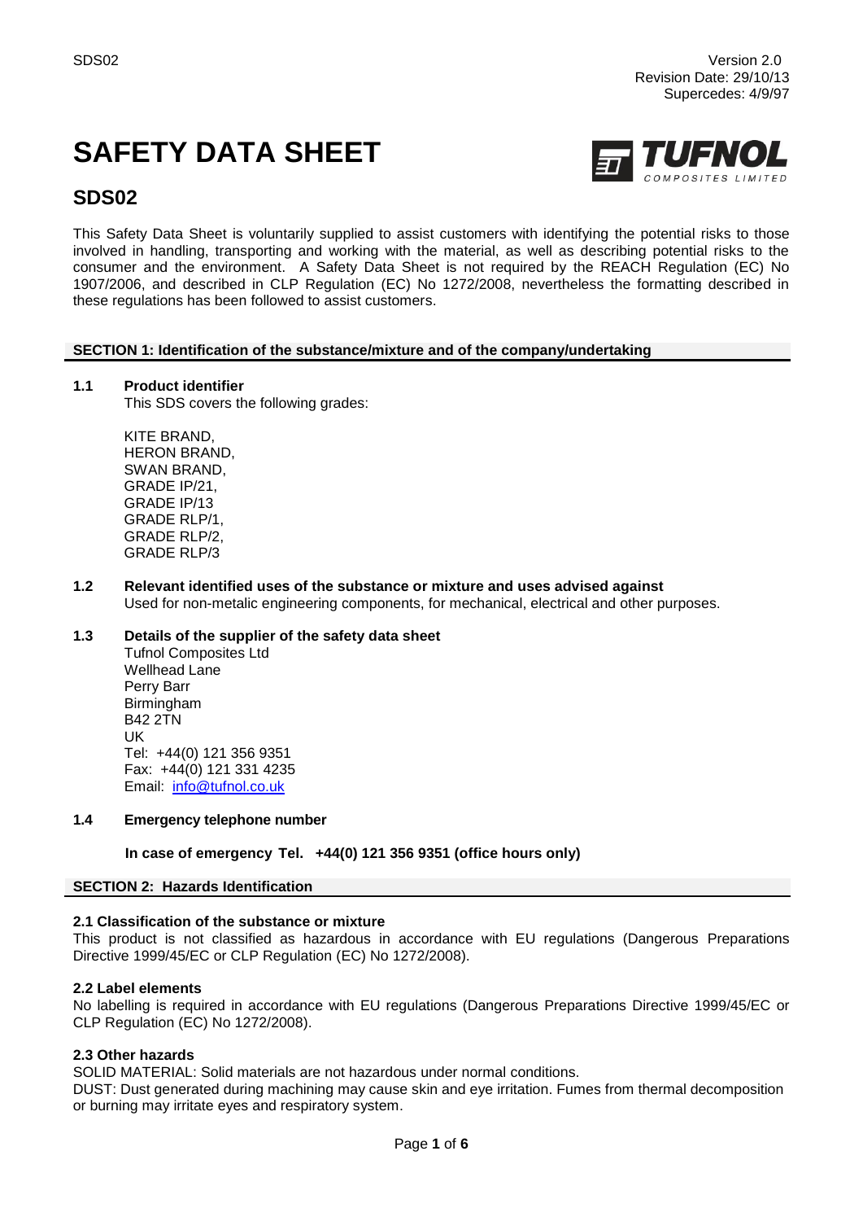SDS02 Version 2.0
Revision Date: 29/10/13
Supercedes: 4/9/97

# SAFETY DATA SHEET

## SDS02

This Safety Data Sheet is voluntarily supplied to assist customers with identifying the potential risks to those involved in handling, transporting and working with the material, as well as describing potential risks to the consumer and the environment. A Safety Data Sheet is not required by the REACH Regulation (EC) No 1907/2006, and described in CLP Regulation (EC) No 1272/2008, nevertheless the formatting described in these regulations has been followed to assist customers.

### SECTION 1: Identification of the substance/mixture and of the company/undertaking

**1.1 Product identifier**

This SDS covers the following grades:

KITE BRAND,
HERON BRAND,
SWAN BRAND,
GRADE IP/21,
GRADE IP/13
GRADE RLP/1,
GRADE RLP/2,
GRADE RLP/3

**1.2 Relevant identified uses of the substance or mixture and uses advised against**

Used for non-metalic engineering components, for mechanical, electrical and other purposes.

**1.3 Details of the supplier of the safety data sheet**

Tufnol Composites Ltd
Wellhead Lane
Perry Barr
Birmingham
B42 2TN
UK
Tel: +44(0) 121 356 9351
Fax: +44(0) 121 331 4235
Email: info@tufnol.co.uk

**1.4 Emergency telephone number**

**In case of emergency Tel. +44(0) 121 356 9351 (office hours only)**

### SECTION 2: Hazards Identification

**2.1 Classification of the substance or mixture**

This product is not classified as hazardous in accordance with EU regulations (Dangerous Preparations Directive 1999/45/EC or CLP Regulation (EC) No 1272/2008).

**2.2 Label elements**

No labelling is required in accordance with EU regulations (Dangerous Preparations Directive 1999/45/EC or CLP Regulation (EC) No 1272/2008).

**2.3 Other hazards**

SOLID MATERIAL: Solid materials are not hazardous under normal conditions.
DUST: Dust generated during machining may cause skin and eye irritation. Fumes from thermal decomposition or burning may irritate eyes and respiratory system.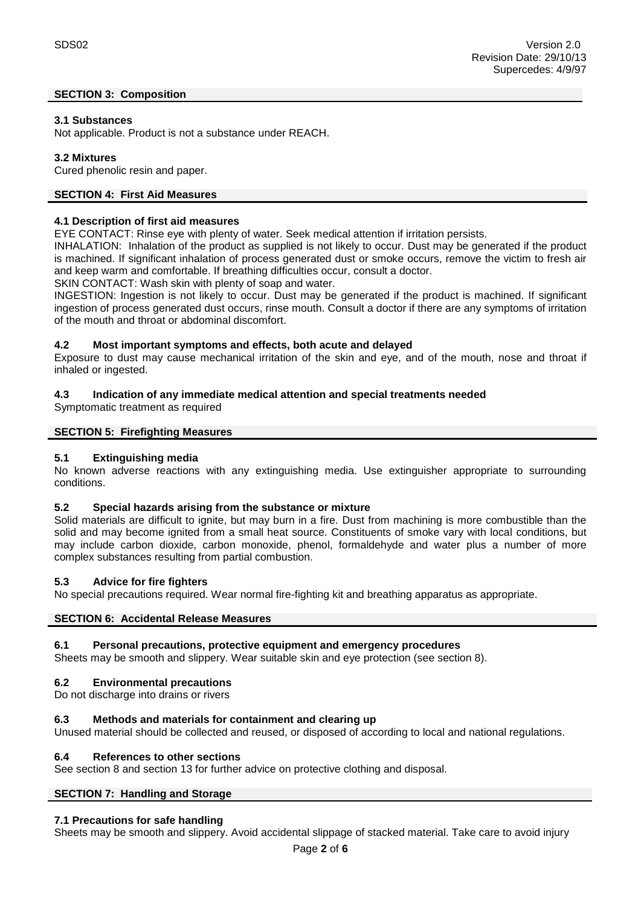## SECTION 3: Composition

### 3.1 Substances

Not applicable. Product is not a substance under REACH.

### 3.2 Mixtures

Cured phenolic resin and paper.

## SECTION 4: First Aid Measures

### 4.1 Description of first aid measures

EYE CONTACT: Rinse eye with plenty of water. Seek medical attention if irritation persists.

INHALATION: Inhalation of the product as supplied is not likely to occur. Dust may be generated if the product is machined. If significant inhalation of process generated dust or smoke occurs, remove the victim to fresh air and keep warm and comfortable. If breathing difficulties occur, consult a doctor.

SKIN CONTACT: Wash skin with plenty of soap and water.

INGESTION: Ingestion is not likely to occur. Dust may be generated if the product is machined. If significant ingestion of process generated dust occurs, rinse mouth. Consult a doctor if there are any symptoms of irritation of the mouth and throat or abdominal discomfort.

### 4.2 Most important symptoms and effects, both acute and delayed

Exposure to dust may cause mechanical irritation of the skin and eye, and of the mouth, nose and throat if inhaled or ingested.

### 4.3 Indication of any immediate medical attention and special treatments needed

Symptomatic treatment as required

## SECTION 5: Firefighting Measures

### 5.1 Extinguishing media

No known adverse reactions with any extinguishing media. Use extinguisher appropriate to surrounding conditions.

### 5.2 Special hazards arising from the substance or mixture

Solid materials are difficult to ignite, but may burn in a fire. Dust from machining is more combustible than the solid and may become ignited from a small heat source. Constituents of smoke vary with local conditions, but may include carbon dioxide, carbon monoxide, phenol, formaldehyde and water plus a number of more complex substances resulting from partial combustion.

### 5.3 Advice for fire fighters

No special precautions required. Wear normal fire-fighting kit and breathing apparatus as appropriate.

## SECTION 6: Accidental Release Measures

### 6.1 Personal precautions, protective equipment and emergency procedures

Sheets may be smooth and slippery. Wear suitable skin and eye protection (see section 8).

### 6.2 Environmental precautions

Do not discharge into drains or rivers

### 6.3 Methods and materials for containment and clearing up

Unused material should be collected and reused, or disposed of according to local and national regulations.

### 6.4 References to other sections

See section 8 and section 13 for further advice on protective clothing and disposal.

## SECTION 7: Handling and Storage

### 7.1 Precautions for safe handling

Sheets may be smooth and slippery. Avoid accidental slippage of stacked material. Take care to avoid injury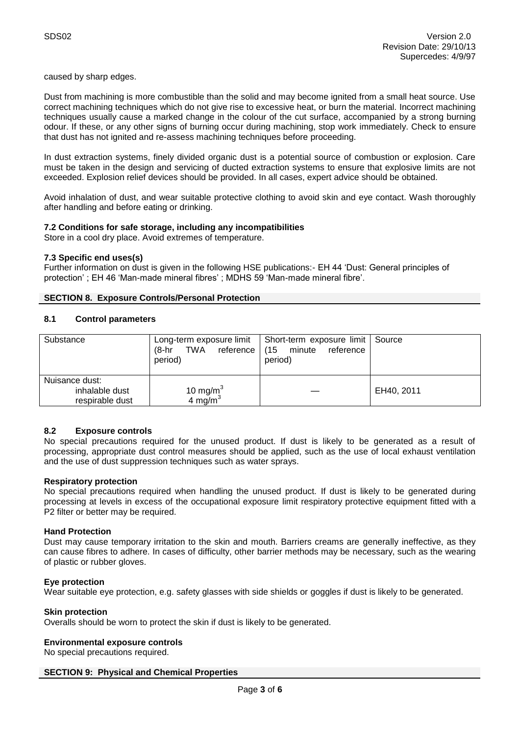caused by sharp edges.

Dust from machining is more combustible than the solid and may become ignited from a small heat source. Use correct machining techniques which do not give rise to excessive heat, or burn the material. Incorrect machining techniques usually cause a marked change in the colour of the cut surface, accompanied by a strong burning odour. If these, or any other signs of burning occur during machining, stop work immediately. Check to ensure that dust has not ignited and re-assess machining techniques before proceeding.

In dust extraction systems, finely divided organic dust is a potential source of combustion or explosion. Care must be taken in the design and servicing of ducted extraction systems to ensure that explosive limits are not exceeded. Explosion relief devices should be provided. In all cases, expert advice should be obtained.

Avoid inhalation of dust, and wear suitable protective clothing to avoid skin and eye contact. Wash thoroughly after handling and before eating or drinking.

### 7.2 Conditions for safe storage, including any incompatibilities

Store in a cool dry place. Avoid extremes of temperature.

### 7.3 Specific end uses(s)

Further information on dust is given in the following HSE publications:- EH 44 'Dust: General principles of protection' ; EH 46 'Man-made mineral fibres' ; MDHS 59 'Man-made mineral fibre'.

## SECTION 8. Exposure Controls/Personal Protection

### 8.1 Control parameters

| Substance | Long-term exposure limit (8-hr TWA reference period) | Short-term exposure limit (15 minute reference period) | Source |
|---|---|---|---|
| Nuisance dust: inhalable dust; respirable dust | 10 $mg/m^3$; 4 $mg/m^3$ | — | EH40, 2011 |

### 8.2 Exposure controls

No special precautions required for the unused product. If dust is likely to be generated as a result of processing, appropriate dust control measures should be applied, such as the use of local exhaust ventilation and the use of dust suppression techniques such as water sprays.

**Respiratory protection**

No special precautions required when handling the unused product. If dust is likely to be generated during processing at levels in excess of the occupational exposure limit respiratory protective equipment fitted with a P2 filter or better may be required.

**Hand Protection**

Dust may cause temporary irritation to the skin and mouth. Barriers creams are generally ineffective, as they can cause fibres to adhere. In cases of difficulty, other barrier methods may be necessary, such as the wearing of plastic or rubber gloves.

**Eye protection**

Wear suitable eye protection, e.g. safety glasses with side shields or goggles if dust is likely to be generated.

**Skin protection**

Overalls should be worn to protect the skin if dust is likely to be generated.

**Environmental exposure controls**

No special precautions required.

## SECTION 9: Physical and Chemical Properties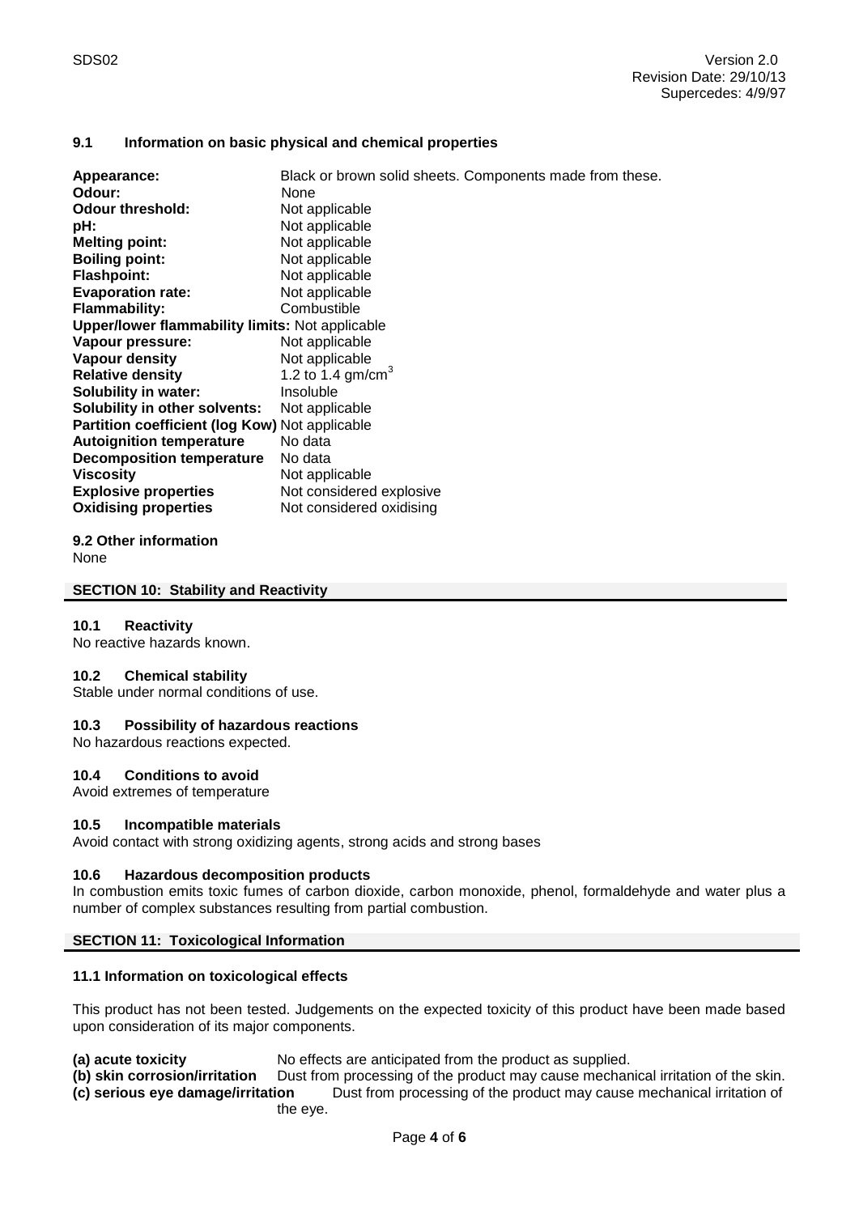### 9.1 Information on basic physical and chemical properties

| | |
|---|---|
| **Appearance:** | Black or brown solid sheets. Components made from these. |
| **Odour:** | None |
| **Odour threshold:** | Not applicable |
| **pH:** | Not applicable |
| **Melting point:** | Not applicable |
| **Boiling point:** | Not applicable |
| **Flashpoint:** | Not applicable |
| **Evaporation rate:** | Not applicable |
| **Flammability:** | Combustible |
| **Upper/lower flammability limits:** | Not applicable |
| **Vapour pressure:** | Not applicable |
| **Vapour density** | Not applicable |
| **Relative density** | 1.2 to 1.4 gm/cm$^3$ |
| **Solubility in water:** | Insoluble |
| **Solubility in other solvents:** | Not applicable |
| **Partition coefficient (log Kow)** | Not applicable |
| **Autoignition temperature** | No data |
| **Decomposition temperature** | No data |
| **Viscosity** | Not applicable |
| **Explosive properties** | Not considered explosive |
| **Oxidising properties** | Not considered oxidising |

### 9.2 Other information

None

## SECTION 10: Stability and Reactivity

### 10.1 Reactivity

No reactive hazards known.

### 10.2 Chemical stability

Stable under normal conditions of use.

### 10.3 Possibility of hazardous reactions

No hazardous reactions expected.

### 10.4 Conditions to avoid

Avoid extremes of temperature

### 10.5 Incompatible materials

Avoid contact with strong oxidizing agents, strong acids and strong bases

### 10.6 Hazardous decomposition products

In combustion emits toxic fumes of carbon dioxide, carbon monoxide, phenol, formaldehyde and water plus a number of complex substances resulting from partial combustion.

## SECTION 11: Toxicological Information

### 11.1 Information on toxicological effects

This product has not been tested. Judgements on the expected toxicity of this product have been made based upon consideration of its major components.

**(a) acute toxicity** No effects are anticipated from the product as supplied.

**(b) skin corrosion/irritation** Dust from processing of the product may cause mechanical irritation of the skin.

**(c) serious eye damage/irritation** Dust from processing of the product may cause mechanical irritation of the eye.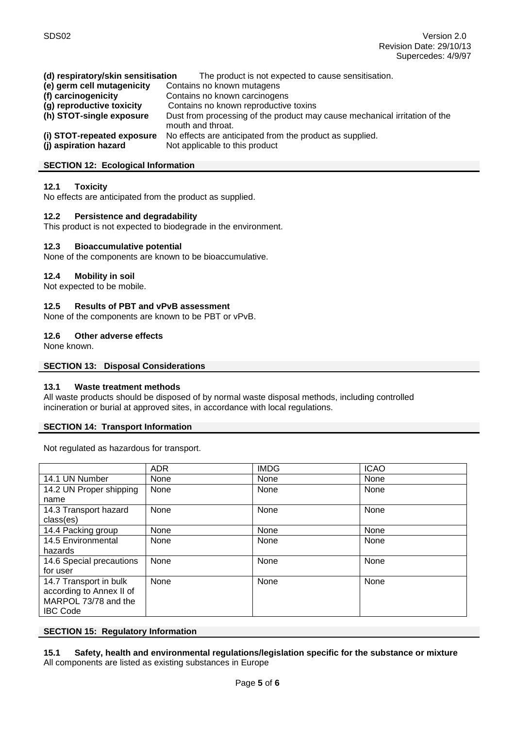**(d) respiratory/skin sensitisation** The product is not expected to cause sensitisation.
**(e) germ cell mutagenicity** Contains no known mutagens
**(f) carcinogenicity** Contains no known carcinogens
**(g) reproductive toxicity** Contains no known reproductive toxins
**(h) STOT-single exposure** Dust from processing of the product may cause mechanical irritation of the mouth and throat.
**(i) STOT-repeated exposure** No effects are anticipated from the product as supplied.
**(j) aspiration hazard** Not applicable to this product

## SECTION 12: Ecological Information

### 12.1 Toxicity

No effects are anticipated from the product as supplied.

### 12.2 Persistence and degradability

This product is not expected to biodegrade in the environment.

### 12.3 Bioaccumulative potential

None of the components are known to be bioaccumulative.

### 12.4 Mobility in soil

Not expected to be mobile.

### 12.5 Results of PBT and vPvB assessment

None of the components are known to be PBT or vPvB.

### 12.6 Other adverse effects

None known.

## SECTION 13: Disposal Considerations

### 13.1 Waste treatment methods

All waste products should be disposed of by normal waste disposal methods, including controlled incineration or burial at approved sites, in accordance with local regulations.

## SECTION 14: Transport Information

Not regulated as hazardous for transport.

| | ADR | IMDG | ICAO |
|---|---|---|---|
| 14.1 UN Number | None | None | None |
| 14.2 UN Proper shipping name | None | None | None |
| 14.3 Transport hazard class(es) | None | None | None |
| 14.4 Packing group | None | None | None |
| 14.5 Environmental hazards | None | None | None |
| 14.6 Special precautions for user | None | None | None |
| 14.7 Transport in bulk according to Annex II of MARPOL 73/78 and the IBC Code | None | None | None |

## SECTION 15: Regulatory Information

### 15.1 Safety, health and environmental regulations/legislation specific for the substance or mixture

All components are listed as existing substances in Europe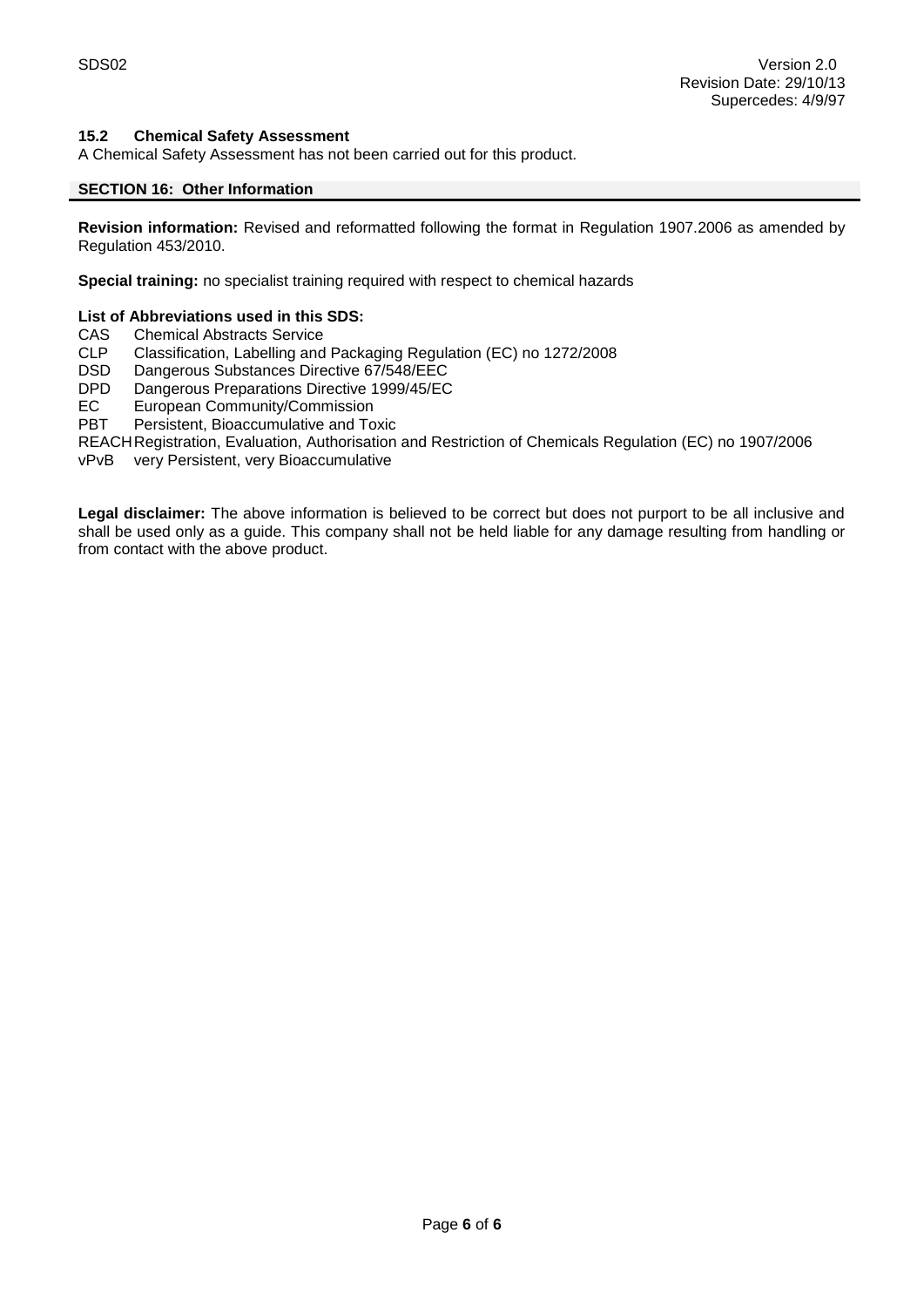### 15.2 Chemical Safety Assessment

A Chemical Safety Assessment has not been carried out for this product.

## SECTION 16: Other Information

**Revision information:** Revised and reformatted following the format in Regulation 1907.2006 as amended by Regulation 453/2010.

**Special training:** no specialist training required with respect to chemical hazards

**List of Abbreviations used in this SDS:**

| | |
|---|---|
| CAS | Chemical Abstracts Service |
| CLP | Classification, Labelling and Packaging Regulation (EC) no 1272/2008 |
| DSD | Dangerous Substances Directive 67/548/EEC |
| DPD | Dangerous Preparations Directive 1999/45/EC |
| EC | European Community/Commission |
| PBT | Persistent, Bioaccumulative and Toxic |
| REACH | Registration, Evaluation, Authorisation and Restriction of Chemicals Regulation (EC) no 1907/2006 |
| vPvB | very Persistent, very Bioaccumulative |

**Legal disclaimer:** The above information is believed to be correct but does not purport to be all inclusive and shall be used only as a guide. This company shall not be held liable for any damage resulting from handling or from contact with the above product.